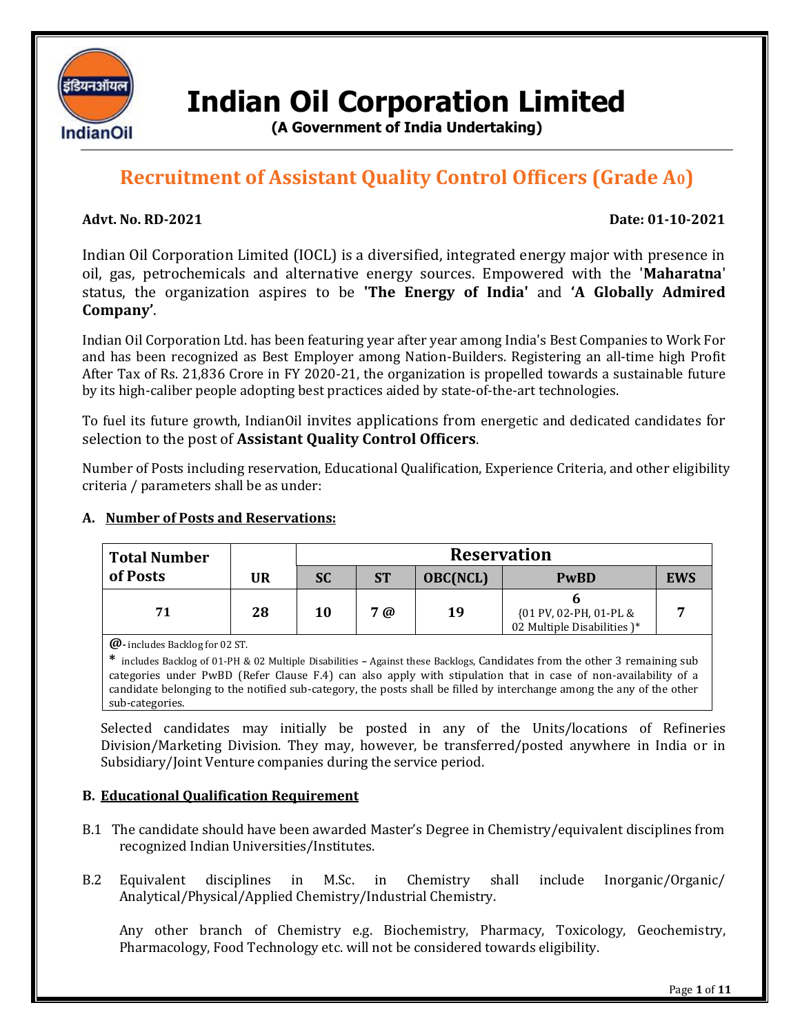# Indian Oil Corporation Limited

**(A Government of India Undertaking)**

## Recruitment of Assistant Quality Control Officers (Grade A0)

**Advt. No. RD-2021** **Date: 01-10-2021**

Indian Oil Corporation Limited (IOCL) is a diversified, integrated energy major with presence in oil, gas, petrochemicals and alternative energy sources. Empowered with the '**Maharatna**' status, the organization aspires to be **'The Energy of India'** and **'A Globally Admired Company'**.

Indian Oil Corporation Ltd. has been featuring year after year among India's Best Companies to Work For and has been recognized as Best Employer among Nation-Builders. Registering an all-time high Profit After Tax of Rs. 21,836 Crore in FY 2020-21, the organization is propelled towards a sustainable future by its high-caliber people adopting best practices aided by state-of-the-art technologies.

To fuel its future growth, IndianOil invites applications from energetic and dedicated candidates for selection to the post of **Assistant Quality Control Officers**.

Number of Posts including reservation, Educational Qualification, Experience Criteria, and other eligibility criteria / parameters shall be as under:

### A. Number of Posts and Reservations:

| Total Number of Posts | UR | Reservation | | | | |
|---|---|---|---|---|---|---|
| | | SC | ST | OBC(NCL) | PwBD | EWS |
| 71 | 28 | 10 | 7 @ | 19 | 6 {01 PV, 02-PH, 01-PL & 02 Multiple Disabilities }* | 7 |

**@**- includes Backlog for 02 ST.

**\*** includes Backlog of 01-PH & 02 Multiple Disabilities – Against these Backlogs, Candidates from the other 3 remaining sub categories under PwBD (Refer Clause F.4) can also apply with stipulation that in case of non-availability of a candidate belonging to the notified sub-category, the posts shall be filled by interchange among the any of the other sub-categories.

Selected candidates may initially be posted in any of the Units/locations of Refineries Division/Marketing Division. They may, however, be transferred/posted anywhere in India or in Subsidiary/Joint Venture companies during the service period.

### B. Educational Qualification Requirement

B.1 The candidate should have been awarded Master's Degree in Chemistry/equivalent disciplines from recognized Indian Universities/Institutes.

B.2 Equivalent disciplines in M.Sc. in Chemistry shall include Inorganic/Organic/ Analytical/Physical/Applied Chemistry/Industrial Chemistry.

Any other branch of Chemistry e.g. Biochemistry, Pharmacy, Toxicology, Geochemistry, Pharmacology, Food Technology etc. will not be considered towards eligibility.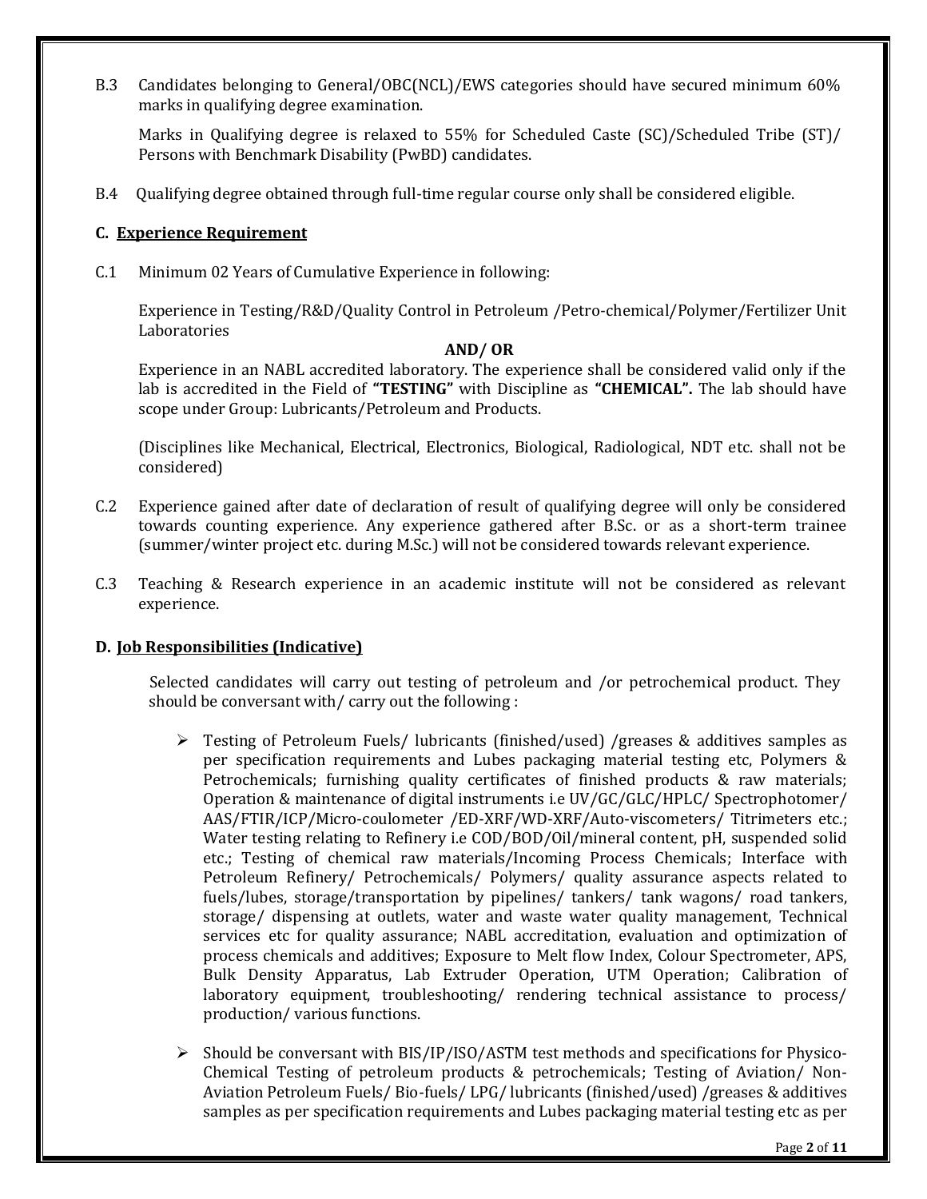B.3 Candidates belonging to General/OBC(NCL)/EWS categories should have secured minimum 60% marks in qualifying degree examination.

Marks in Qualifying degree is relaxed to 55% for Scheduled Caste (SC)/Scheduled Tribe (ST)/ Persons with Benchmark Disability (PwBD) candidates.

B.4 Qualifying degree obtained through full-time regular course only shall be considered eligible.

### C. Experience Requirement

C.1 Minimum 02 Years of Cumulative Experience in following:

Experience in Testing/R&D/Quality Control in Petroleum /Petro-chemical/Polymer/Fertilizer Unit Laboratories

**AND/ OR**

Experience in an NABL accredited laboratory. The experience shall be considered valid only if the lab is accredited in the Field of **"TESTING"** with Discipline as **"CHEMICAL".** The lab should have scope under Group: Lubricants/Petroleum and Products.

(Disciplines like Mechanical, Electrical, Electronics, Biological, Radiological, NDT etc. shall not be considered)

C.2 Experience gained after date of declaration of result of qualifying degree will only be considered towards counting experience. Any experience gathered after B.Sc. or as a short-term trainee (summer/winter project etc. during M.Sc.) will not be considered towards relevant experience.

C.3 Teaching & Research experience in an academic institute will not be considered as relevant experience.

### D. Job Responsibilities (Indicative)

Selected candidates will carry out testing of petroleum and /or petrochemical product. They should be conversant with/ carry out the following :

- Testing of Petroleum Fuels/ lubricants (finished/used) /greases & additives samples as per specification requirements and Lubes packaging material testing etc, Polymers & Petrochemicals; furnishing quality certificates of finished products & raw materials; Operation & maintenance of digital instruments i.e UV/GC/GLC/HPLC/ Spectrophotomer/ AAS/FTIR/ICP/Micro-coulometer /ED-XRF/WD-XRF/Auto-viscometers/ Titrimeters etc.; Water testing relating to Refinery i.e COD/BOD/Oil/mineral content, pH, suspended solid etc.; Testing of chemical raw materials/Incoming Process Chemicals; Interface with Petroleum Refinery/ Petrochemicals/ Polymers/ quality assurance aspects related to fuels/lubes, storage/transportation by pipelines/ tankers/ tank wagons/ road tankers, storage/ dispensing at outlets, water and waste water quality management, Technical services etc for quality assurance; NABL accreditation, evaluation and optimization of process chemicals and additives; Exposure to Melt flow Index, Colour Spectrometer, APS, Bulk Density Apparatus, Lab Extruder Operation, UTM Operation; Calibration of laboratory equipment, troubleshooting/ rendering technical assistance to process/ production/ various functions.

- Should be conversant with BIS/IP/ISO/ASTM test methods and specifications for Physico-Chemical Testing of petroleum products & petrochemicals; Testing of Aviation/ Non-Aviation Petroleum Fuels/ Bio-fuels/ LPG/ lubricants (finished/used) /greases & additives samples as per specification requirements and Lubes packaging material testing etc as per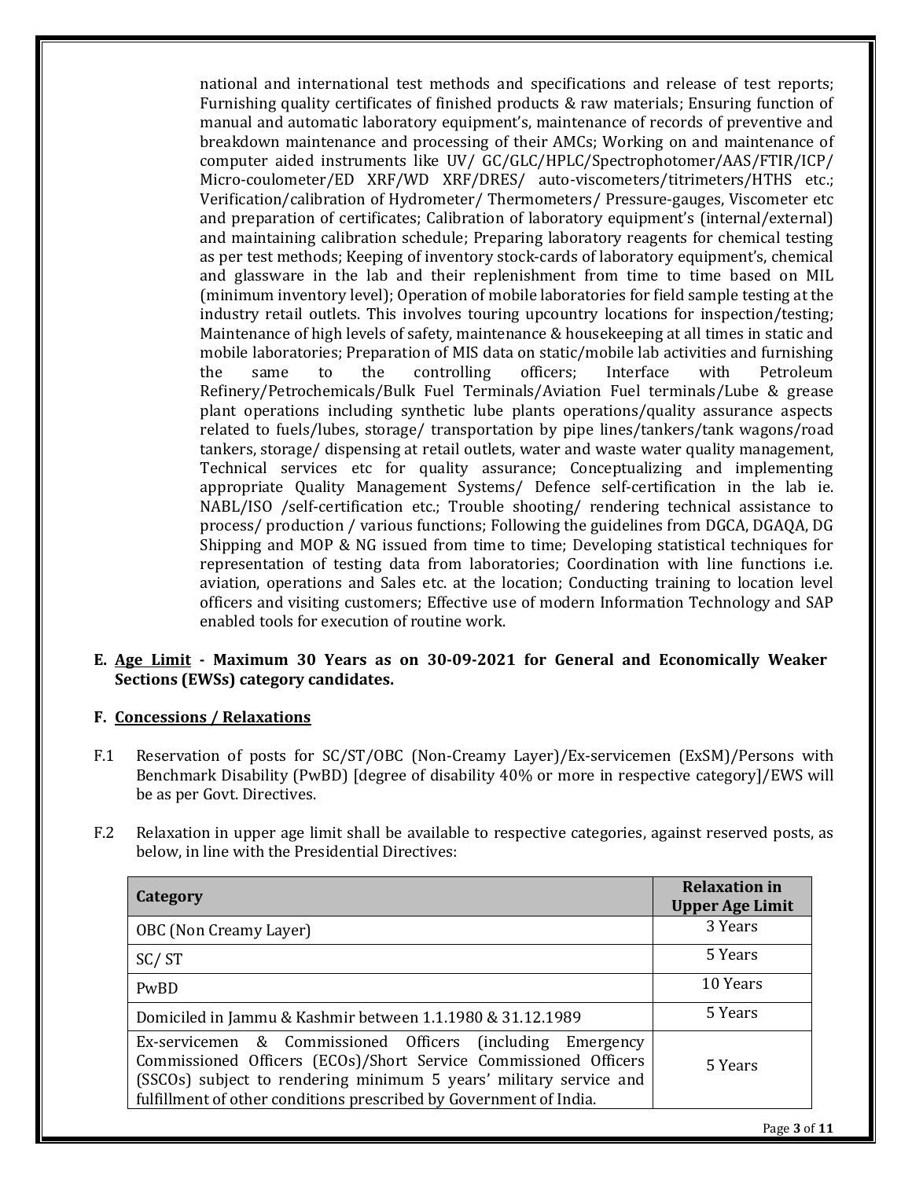national and international test methods and specifications and release of test reports; Furnishing quality certificates of finished products & raw materials; Ensuring function of manual and automatic laboratory equipment's, maintenance of records of preventive and breakdown maintenance and processing of their AMCs; Working on and maintenance of computer aided instruments like UV/ GC/GLC/HPLC/Spectrophotomer/AAS/FTIR/ICP/ Micro-coulometer/ED XRF/WD XRF/DRES/ auto-viscometers/titrimeters/HTHS etc.; Verification/calibration of Hydrometer/ Thermometers/ Pressure-gauges, Viscometer etc and preparation of certificates; Calibration of laboratory equipment's (internal/external) and maintaining calibration schedule; Preparing laboratory reagents for chemical testing as per test methods; Keeping of inventory stock-cards of laboratory equipment's, chemical and glassware in the lab and their replenishment from time to time based on MIL (minimum inventory level); Operation of mobile laboratories for field sample testing at the industry retail outlets. This involves touring upcountry locations for inspection/testing; Maintenance of high levels of safety, maintenance & housekeeping at all times in static and mobile laboratories; Preparation of MIS data on static/mobile lab activities and furnishing the same to the controlling officers; Interface with Petroleum Refinery/Petrochemicals/Bulk Fuel Terminals/Aviation Fuel terminals/Lube & grease plant operations including synthetic lube plants operations/quality assurance aspects related to fuels/lubes, storage/ transportation by pipe lines/tankers/tank wagons/road tankers, storage/ dispensing at retail outlets, water and waste water quality management, Technical services etc for quality assurance; Conceptualizing and implementing appropriate Quality Management Systems/ Defence self-certification in the lab ie. NABL/ISO /self-certification etc.; Trouble shooting/ rendering technical assistance to process/ production / various functions; Following the guidelines from DGCA, DGAQA, DG Shipping and MOP & NG issued from time to time; Developing statistical techniques for representation of testing data from laboratories; Coordination with line functions i.e. aviation, operations and Sales etc. at the location; Conducting training to location level officers and visiting customers; Effective use of modern Information Technology and SAP enabled tools for execution of routine work.

**E. <u>Age Limit</u> - Maximum 30 Years as on 30-09-2021 for General and Economically Weaker Sections (EWSs) category candidates.**

**F. <u>Concessions / Relaxations</u>**

F.1 Reservation of posts for SC/ST/OBC (Non-Creamy Layer)/Ex-servicemen (ExSM)/Persons with Benchmark Disability (PwBD) [degree of disability 40% or more in respective category]/EWS will be as per Govt. Directives.

F.2 Relaxation in upper age limit shall be available to respective categories, against reserved posts, as below, in line with the Presidential Directives:

| Category | Relaxation in Upper Age Limit |
|---|---|
| OBC (Non Creamy Layer) | 3 Years |
| SC/ ST | 5 Years |
| PwBD | 10 Years |
| Domiciled in Jammu & Kashmir between 1.1.1980 & 31.12.1989 | 5 Years |
| Ex-servicemen & Commissioned Officers (including Emergency Commissioned Officers (ECOs)/Short Service Commissioned Officers (SSCOs) subject to rendering minimum 5 years' military service and fulfillment of other conditions prescribed by Government of India. | 5 Years |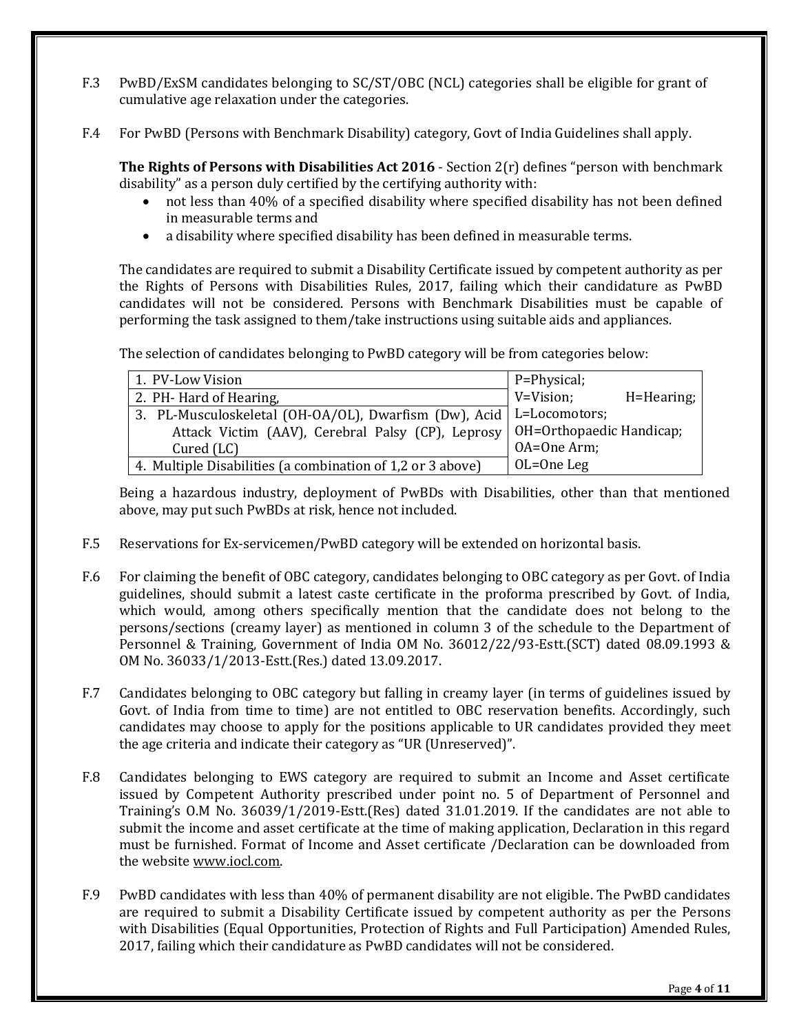F.3 PwBD/ExSM candidates belonging to SC/ST/OBC (NCL) categories shall be eligible for grant of cumulative age relaxation under the categories.

F.4 For PwBD (Persons with Benchmark Disability) category, Govt of India Guidelines shall apply.

**The Rights of Persons with Disabilities Act 2016** - Section 2(r) defines "person with benchmark disability" as a person duly certified by the certifying authority with:

- not less than 40% of a specified disability where specified disability has not been defined in measurable terms and
- a disability where specified disability has been defined in measurable terms.

The candidates are required to submit a Disability Certificate issued by competent authority as per the Rights of Persons with Disabilities Rules, 2017, failing which their candidature as PwBD candidates will not be considered. Persons with Benchmark Disabilities must be capable of performing the task assigned to them/take instructions using suitable aids and appliances.

The selection of candidates belonging to PwBD category will be from categories below:

| | |
|---|---|
| 1. PV-Low Vision | P=Physical; V=Vision; H=Hearing; L=Locomotors; OH=Orthopaedic Handicap; OA=One Arm; OL=One Leg |
| 2. PH- Hard of Hearing, | |
| 3. PL-Musculoskeletal (OH-OA/OL), Dwarfism (Dw), Acid Attack Victim (AAV), Cerebral Palsy (CP), Leprosy Cured (LC) | |
| 4. Multiple Disabilities (a combination of 1,2 or 3 above) | |

Being a hazardous industry, deployment of PwBDs with Disabilities, other than that mentioned above, may put such PwBDs at risk, hence not included.

F.5 Reservations for Ex-servicemen/PwBD category will be extended on horizontal basis.

F.6 For claiming the benefit of OBC category, candidates belonging to OBC category as per Govt. of India guidelines, should submit a latest caste certificate in the proforma prescribed by Govt. of India, which would, among others specifically mention that the candidate does not belong to the persons/sections (creamy layer) as mentioned in column 3 of the schedule to the Department of Personnel & Training, Government of India OM No. 36012/22/93-Estt.(SCT) dated 08.09.1993 & OM No. 36033/1/2013-Estt.(Res.) dated 13.09.2017.

F.7 Candidates belonging to OBC category but falling in creamy layer (in terms of guidelines issued by Govt. of India from time to time) are not entitled to OBC reservation benefits. Accordingly, such candidates may choose to apply for the positions applicable to UR candidates provided they meet the age criteria and indicate their category as "UR (Unreserved)".

F.8 Candidates belonging to EWS category are required to submit an Income and Asset certificate issued by Competent Authority prescribed under point no. 5 of Department of Personnel and Training's O.M No. 36039/1/2019-Estt.(Res) dated 31.01.2019. If the candidates are not able to submit the income and asset certificate at the time of making application, Declaration in this regard must be furnished. Format of Income and Asset certificate /Declaration can be downloaded from the website www.iocl.com.

F.9 PwBD candidates with less than 40% of permanent disability are not eligible. The PwBD candidates are required to submit a Disability Certificate issued by competent authority as per the Persons with Disabilities (Equal Opportunities, Protection of Rights and Full Participation) Amended Rules, 2017, failing which their candidature as PwBD candidates will not be considered.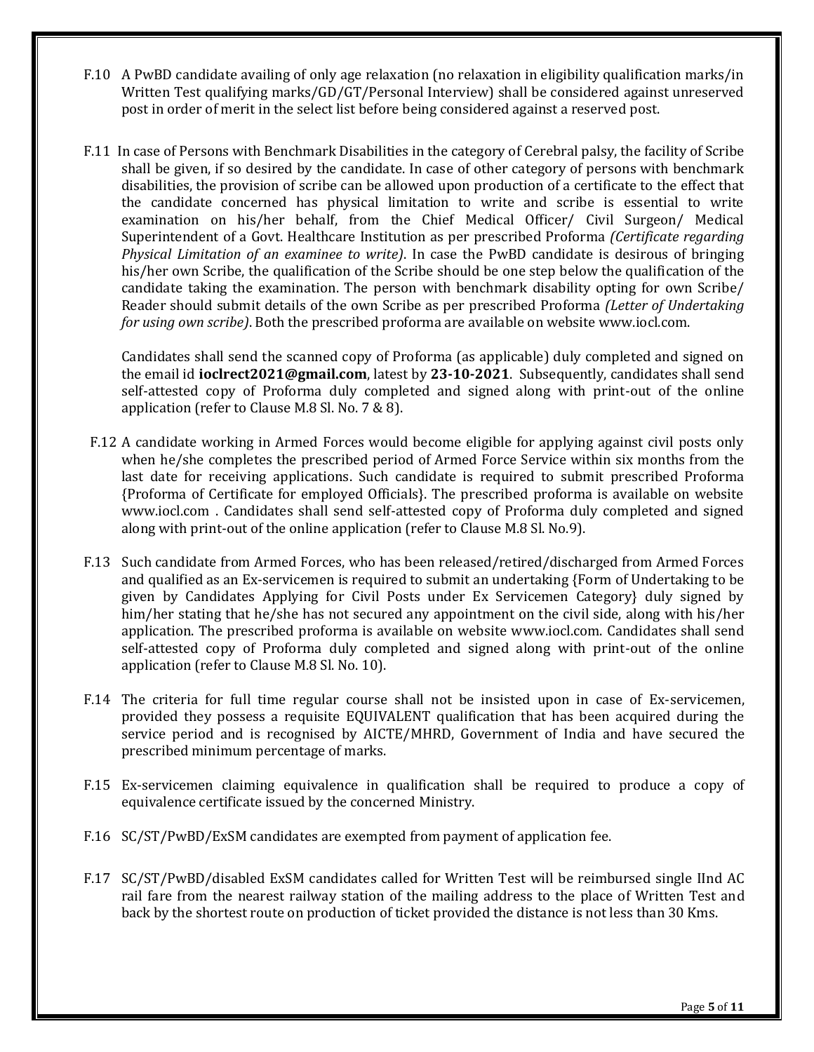F.10 A PwBD candidate availing of only age relaxation (no relaxation in eligibility qualification marks/in Written Test qualifying marks/GD/GT/Personal Interview) shall be considered against unreserved post in order of merit in the select list before being considered against a reserved post.

F.11 In case of Persons with Benchmark Disabilities in the category of Cerebral palsy, the facility of Scribe shall be given, if so desired by the candidate. In case of other category of persons with benchmark disabilities, the provision of scribe can be allowed upon production of a certificate to the effect that the candidate concerned has physical limitation to write and scribe is essential to write examination on his/her behalf, from the Chief Medical Officer/ Civil Surgeon/ Medical Superintendent of a Govt. Healthcare Institution as per prescribed Proforma *(Certificate regarding Physical Limitation of an examinee to write)*. In case the PwBD candidate is desirous of bringing his/her own Scribe, the qualification of the Scribe should be one step below the qualification of the candidate taking the examination. The person with benchmark disability opting for own Scribe/ Reader should submit details of the own Scribe as per prescribed Proforma *(Letter of Undertaking for using own scribe)*. Both the prescribed proforma are available on website www.iocl.com.

Candidates shall send the scanned copy of Proforma (as applicable) duly completed and signed on the email id **ioclrect2021@gmail.com**, latest by **23-10-2021**. Subsequently, candidates shall send self-attested copy of Proforma duly completed and signed along with print-out of the online application (refer to Clause M.8 Sl. No. 7 & 8).

F.12 A candidate working in Armed Forces would become eligible for applying against civil posts only when he/she completes the prescribed period of Armed Force Service within six months from the last date for receiving applications. Such candidate is required to submit prescribed Proforma {Proforma of Certificate for employed Officials}. The prescribed proforma is available on website www.iocl.com . Candidates shall send self-attested copy of Proforma duly completed and signed along with print-out of the online application (refer to Clause M.8 Sl. No.9).

F.13 Such candidate from Armed Forces, who has been released/retired/discharged from Armed Forces and qualified as an Ex-servicemen is required to submit an undertaking {Form of Undertaking to be given by Candidates Applying for Civil Posts under Ex Servicemen Category} duly signed by him/her stating that he/she has not secured any appointment on the civil side, along with his/her application. The prescribed proforma is available on website www.iocl.com. Candidates shall send self-attested copy of Proforma duly completed and signed along with print-out of the online application (refer to Clause M.8 Sl. No. 10).

F.14 The criteria for full time regular course shall not be insisted upon in case of Ex-servicemen, provided they possess a requisite EQUIVALENT qualification that has been acquired during the service period and is recognised by AICTE/MHRD, Government of India and have secured the prescribed minimum percentage of marks.

F.15 Ex-servicemen claiming equivalence in qualification shall be required to produce a copy of equivalence certificate issued by the concerned Ministry.

F.16 SC/ST/PwBD/ExSM candidates are exempted from payment of application fee.

F.17 SC/ST/PwBD/disabled ExSM candidates called for Written Test will be reimbursed single IInd AC rail fare from the nearest railway station of the mailing address to the place of Written Test and back by the shortest route on production of ticket provided the distance is not less than 30 Kms.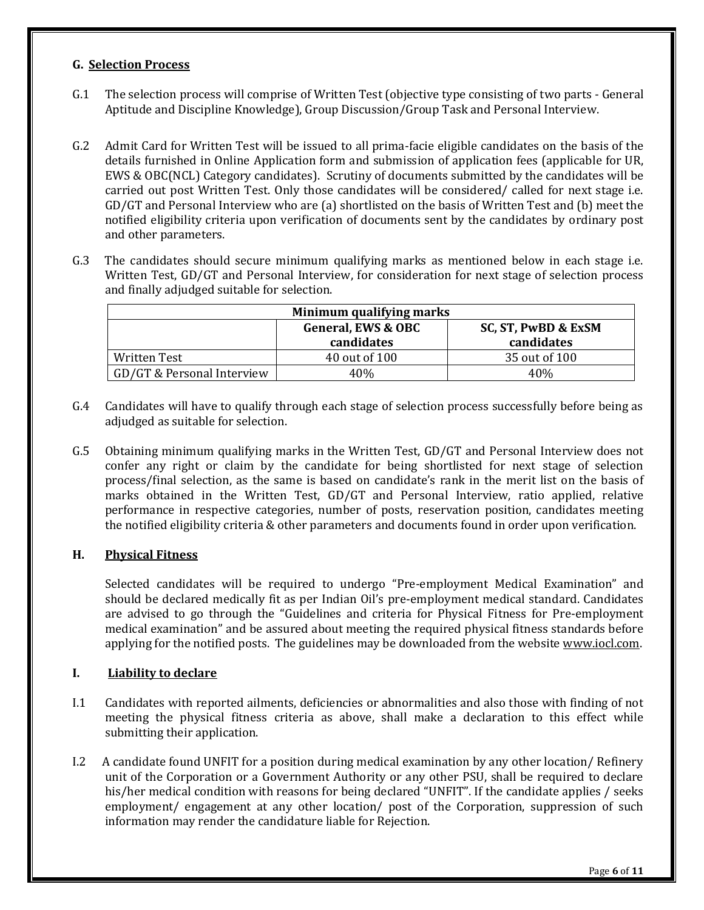### G. Selection Process

G.1 The selection process will comprise of Written Test (objective type consisting of two parts - General Aptitude and Discipline Knowledge), Group Discussion/Group Task and Personal Interview.

G.2 Admit Card for Written Test will be issued to all prima-facie eligible candidates on the basis of the details furnished in Online Application form and submission of application fees (applicable for UR, EWS & OBC(NCL) Category candidates). Scrutiny of documents submitted by the candidates will be carried out post Written Test. Only those candidates will be considered/ called for next stage i.e. GD/GT and Personal Interview who are (a) shortlisted on the basis of Written Test and (b) meet the notified eligibility criteria upon verification of documents sent by the candidates by ordinary post and other parameters.

G.3 The candidates should secure minimum qualifying marks as mentioned below in each stage i.e. Written Test, GD/GT and Personal Interview, for consideration for next stage of selection process and finally adjudged suitable for selection.

| Minimum qualifying marks | | |
|---|---|---|
| | **General, EWS & OBC candidates** | **SC, ST, PwBD & ExSM candidates** |
| Written Test | 40 out of 100 | 35 out of 100 |
| GD/GT & Personal Interview | 40% | 40% |

G.4 Candidates will have to qualify through each stage of selection process successfully before being as adjudged as suitable for selection.

G.5 Obtaining minimum qualifying marks in the Written Test, GD/GT and Personal Interview does not confer any right or claim by the candidate for being shortlisted for next stage of selection process/final selection, as the same is based on candidate's rank in the merit list on the basis of marks obtained in the Written Test, GD/GT and Personal Interview, ratio applied, relative performance in respective categories, number of posts, reservation position, candidates meeting the notified eligibility criteria & other parameters and documents found in order upon verification.

### H. Physical Fitness

Selected candidates will be required to undergo "Pre-employment Medical Examination" and should be declared medically fit as per Indian Oil's pre-employment medical standard. Candidates are advised to go through the "Guidelines and criteria for Physical Fitness for Pre-employment medical examination" and be assured about meeting the required physical fitness standards before applying for the notified posts. The guidelines may be downloaded from the website www.iocl.com.

### I. Liability to declare

I.1 Candidates with reported ailments, deficiencies or abnormalities and also those with finding of not meeting the physical fitness criteria as above, shall make a declaration to this effect while submitting their application.

I.2 A candidate found UNFIT for a position during medical examination by any other location/ Refinery unit of the Corporation or a Government Authority or any other PSU, shall be required to declare his/her medical condition with reasons for being declared "UNFIT". If the candidate applies / seeks employment/ engagement at any other location/ post of the Corporation, suppression of such information may render the candidature liable for Rejection.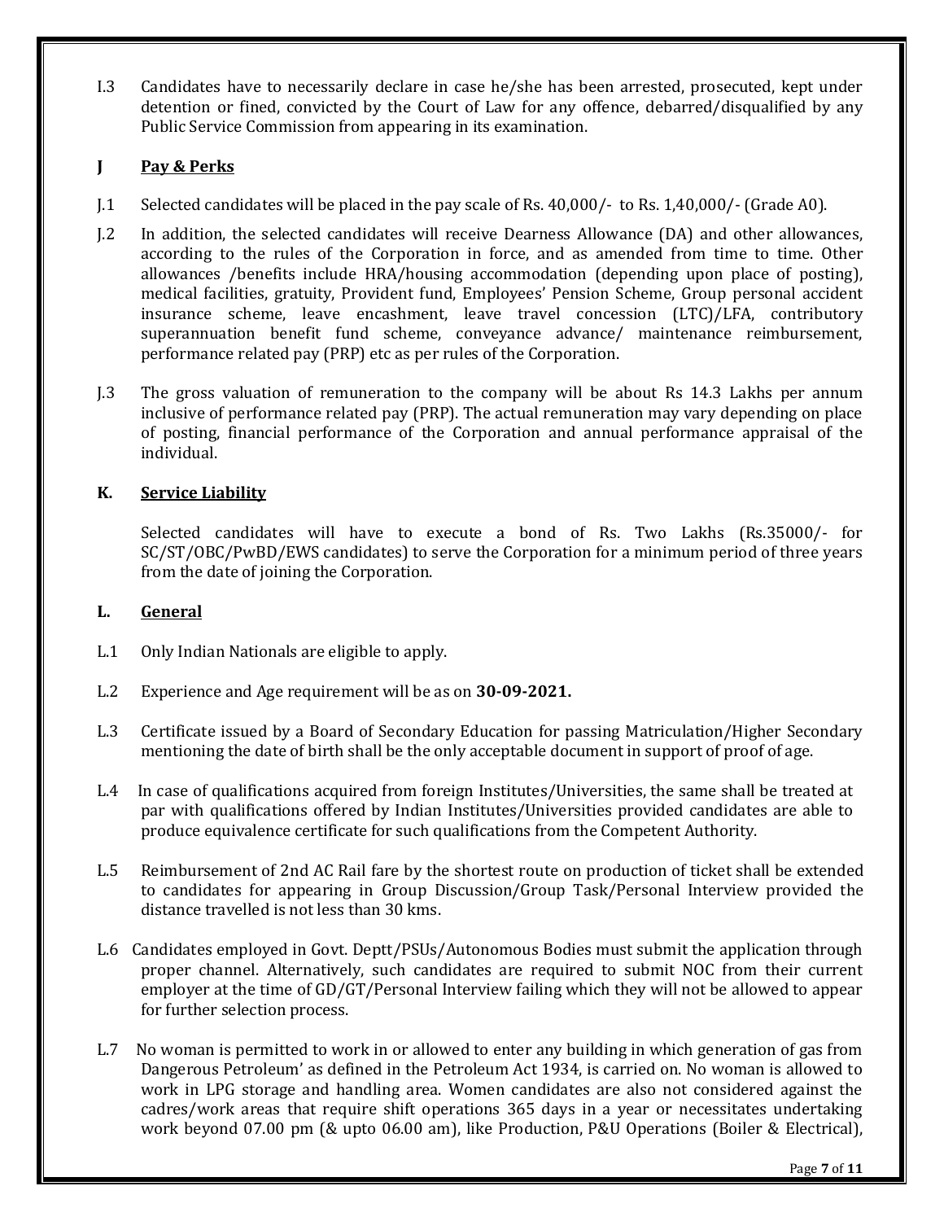I.3 Candidates have to necessarily declare in case he/she has been arrested, prosecuted, kept under detention or fined, convicted by the Court of Law for any offence, debarred/disqualified by any Public Service Commission from appearing in its examination.

## J Pay & Perks

J.1 Selected candidates will be placed in the pay scale of Rs. 40,000/- to Rs. 1,40,000/- (Grade A0).

J.2 In addition, the selected candidates will receive Dearness Allowance (DA) and other allowances, according to the rules of the Corporation in force, and as amended from time to time. Other allowances /benefits include HRA/housing accommodation (depending upon place of posting), medical facilities, gratuity, Provident fund, Employees' Pension Scheme, Group personal accident insurance scheme, leave encashment, leave travel concession (LTC)/LFA, contributory superannuation benefit fund scheme, conveyance advance/ maintenance reimbursement, performance related pay (PRP) etc as per rules of the Corporation.

J.3 The gross valuation of remuneration to the company will be about Rs 14.3 Lakhs per annum inclusive of performance related pay (PRP). The actual remuneration may vary depending on place of posting, financial performance of the Corporation and annual performance appraisal of the individual.

## K. Service Liability

Selected candidates will have to execute a bond of Rs. Two Lakhs (Rs.35000/- for SC/ST/OBC/PwBD/EWS candidates) to serve the Corporation for a minimum period of three years from the date of joining the Corporation.

## L. General

L.1 Only Indian Nationals are eligible to apply.

L.2 Experience and Age requirement will be as on **30-09-2021.**

L.3 Certificate issued by a Board of Secondary Education for passing Matriculation/Higher Secondary mentioning the date of birth shall be the only acceptable document in support of proof of age.

L.4 In case of qualifications acquired from foreign Institutes/Universities, the same shall be treated at par with qualifications offered by Indian Institutes/Universities provided candidates are able to produce equivalence certificate for such qualifications from the Competent Authority.

L.5 Reimbursement of 2nd AC Rail fare by the shortest route on production of ticket shall be extended to candidates for appearing in Group Discussion/Group Task/Personal Interview provided the distance travelled is not less than 30 kms.

L.6 Candidates employed in Govt. Deptt/PSUs/Autonomous Bodies must submit the application through proper channel. Alternatively, such candidates are required to submit NOC from their current employer at the time of GD/GT/Personal Interview failing which they will not be allowed to appear for further selection process.

L.7 No woman is permitted to work in or allowed to enter any building in which generation of gas from Dangerous Petroleum' as defined in the Petroleum Act 1934, is carried on. No woman is allowed to work in LPG storage and handling area. Women candidates are also not considered against the cadres/work areas that require shift operations 365 days in a year or necessitates undertaking work beyond 07.00 pm (& upto 06.00 am), like Production, P&U Operations (Boiler & Electrical),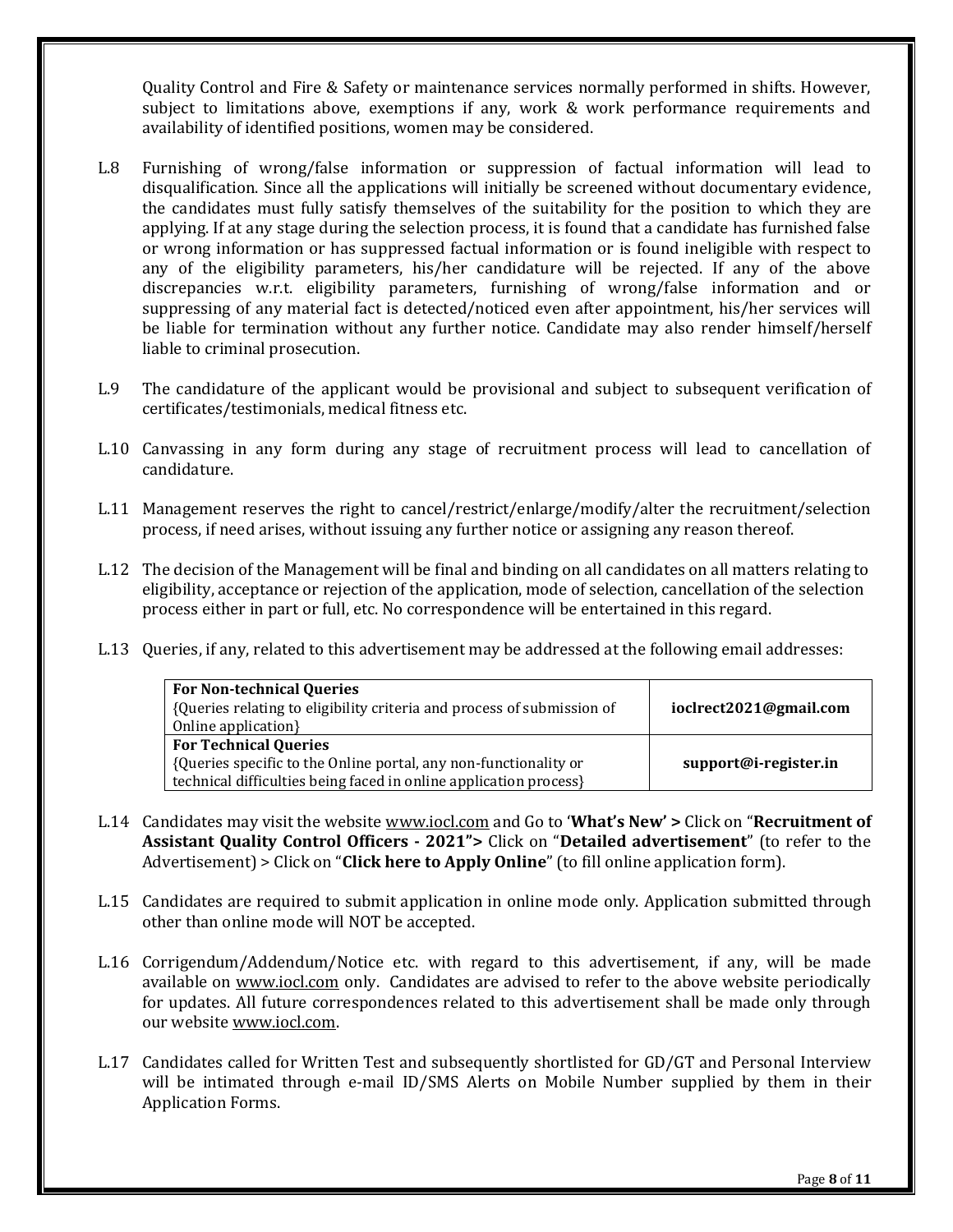Quality Control and Fire & Safety or maintenance services normally performed in shifts. However, subject to limitations above, exemptions if any, work & work performance requirements and availability of identified positions, women may be considered.

L.8 Furnishing of wrong/false information or suppression of factual information will lead to disqualification. Since all the applications will initially be screened without documentary evidence, the candidates must fully satisfy themselves of the suitability for the position to which they are applying. If at any stage during the selection process, it is found that a candidate has furnished false or wrong information or has suppressed factual information or is found ineligible with respect to any of the eligibility parameters, his/her candidature will be rejected. If any of the above discrepancies w.r.t. eligibility parameters, furnishing of wrong/false information and or suppressing of any material fact is detected/noticed even after appointment, his/her services will be liable for termination without any further notice. Candidate may also render himself/herself liable to criminal prosecution.

L.9 The candidature of the applicant would be provisional and subject to subsequent verification of certificates/testimonials, medical fitness etc.

L.10 Canvassing in any form during any stage of recruitment process will lead to cancellation of candidature.

L.11 Management reserves the right to cancel/restrict/enlarge/modify/alter the recruitment/selection process, if need arises, without issuing any further notice or assigning any reason thereof.

L.12 The decision of the Management will be final and binding on all candidates on all matters relating to eligibility, acceptance or rejection of the application, mode of selection, cancellation of the selection process either in part or full, etc. No correspondence will be entertained in this regard.

L.13 Queries, if any, related to this advertisement may be addressed at the following email addresses:

| | |
|---|---|
| **For Non-technical Queries** {Queries relating to eligibility criteria and process of submission of Online application} | **ioclrect2021@gmail.com** |
| **For Technical Queries** {Queries specific to the Online portal, any non-functionality or technical difficulties being faced in online application process} | **support@i-register.in** |

L.14 Candidates may visit the website www.iocl.com and Go to '**What's New' >** Click on "**Recruitment of Assistant Quality Control Officers - 2021">** Click on "**Detailed advertisement**" (to refer to the Advertisement) > Click on "**Click here to Apply Online**" (to fill online application form).

L.15 Candidates are required to submit application in online mode only. Application submitted through other than online mode will NOT be accepted.

L.16 Corrigendum/Addendum/Notice etc. with regard to this advertisement, if any, will be made available on www.iocl.com only. Candidates are advised to refer to the above website periodically for updates. All future correspondences related to this advertisement shall be made only through our website www.iocl.com.

L.17 Candidates called for Written Test and subsequently shortlisted for GD/GT and Personal Interview will be intimated through e-mail ID/SMS Alerts on Mobile Number supplied by them in their Application Forms.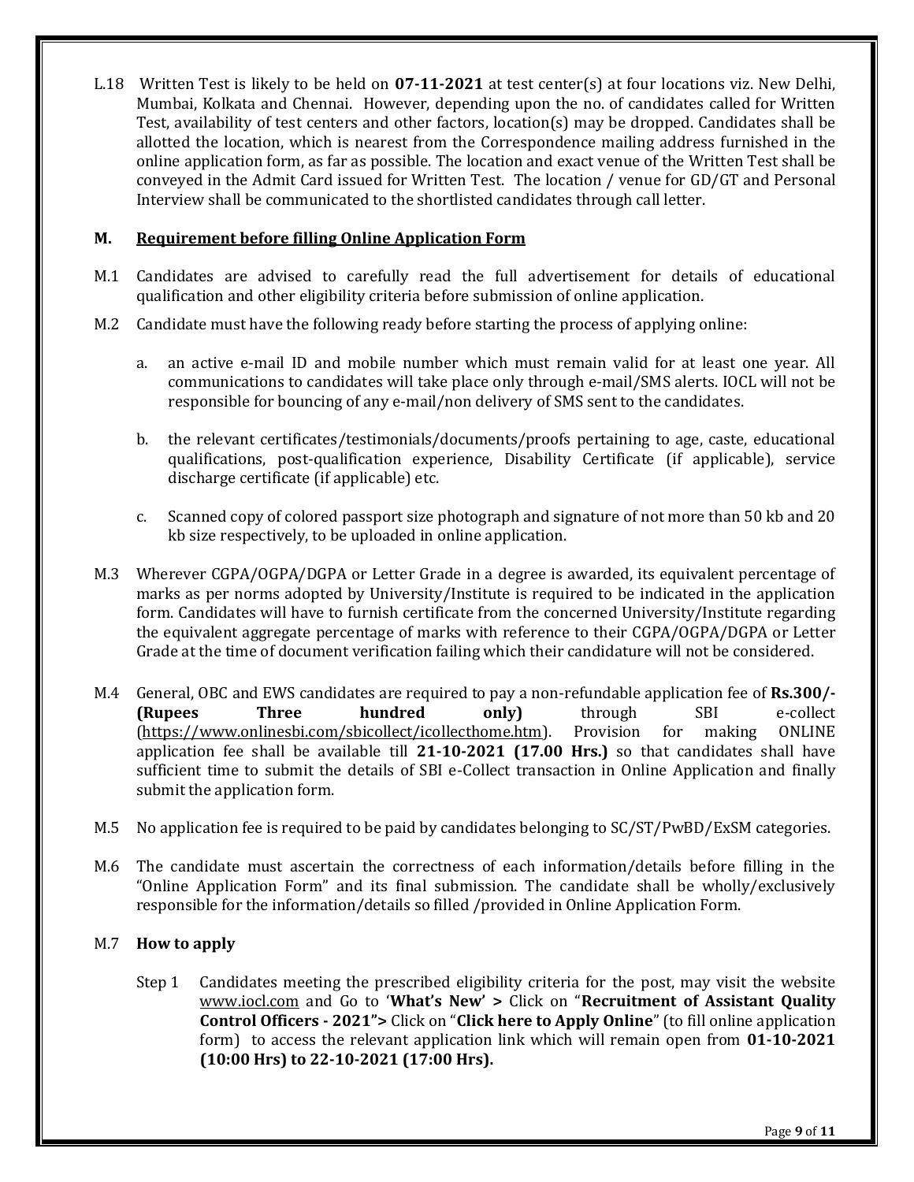L.18 Written Test is likely to be held on **07-11-2021** at test center(s) at four locations viz. New Delhi, Mumbai, Kolkata and Chennai. However, depending upon the no. of candidates called for Written Test, availability of test centers and other factors, location(s) may be dropped. Candidates shall be allotted the location, which is nearest from the Correspondence mailing address furnished in the online application form, as far as possible. The location and exact venue of the Written Test shall be conveyed in the Admit Card issued for Written Test. The location / venue for GD/GT and Personal Interview shall be communicated to the shortlisted candidates through call letter.

## M. Requirement before filling Online Application Form

M.1 Candidates are advised to carefully read the full advertisement for details of educational qualification and other eligibility criteria before submission of online application.

M.2 Candidate must have the following ready before starting the process of applying online:

a. an active e-mail ID and mobile number which must remain valid for at least one year. All communications to candidates will take place only through e-mail/SMS alerts. IOCL will not be responsible for bouncing of any e-mail/non delivery of SMS sent to the candidates.

b. the relevant certificates/testimonials/documents/proofs pertaining to age, caste, educational qualifications, post-qualification experience, Disability Certificate (if applicable), service discharge certificate (if applicable) etc.

c. Scanned copy of colored passport size photograph and signature of not more than 50 kb and 20 kb size respectively, to be uploaded in online application.

M.3 Wherever CGPA/OGPA/DGPA or Letter Grade in a degree is awarded, its equivalent percentage of marks as per norms adopted by University/Institute is required to be indicated in the application form. Candidates will have to furnish certificate from the concerned University/Institute regarding the equivalent aggregate percentage of marks with reference to their CGPA/OGPA/DGPA or Letter Grade at the time of document verification failing which their candidature will not be considered.

M.4 General, OBC and EWS candidates are required to pay a non-refundable application fee of **Rs.300/- (Rupees Three hundred only)** through SBI e-collect (https://www.onlinesbi.com/sbicollect/icollecthome.htm). Provision for making ONLINE application fee shall be available till **21-10-2021 (17.00 Hrs.)** so that candidates shall have sufficient time to submit the details of SBI e-Collect transaction in Online Application and finally submit the application form.

M.5 No application fee is required to be paid by candidates belonging to SC/ST/PwBD/ExSM categories.

M.6 The candidate must ascertain the correctness of each information/details before filling in the "Online Application Form" and its final submission. The candidate shall be wholly/exclusively responsible for the information/details so filled /provided in Online Application Form.

M.7 **How to apply**

Step 1 Candidates meeting the prescribed eligibility criteria for the post, may visit the website www.iocl.com and Go to '**What's New' >** Click on "**Recruitment of Assistant Quality Control Officers - 2021">** Click on "**Click here to Apply Online**" (to fill online application form) to access the relevant application link which will remain open from **01-10-2021 (10:00 Hrs) to 22-10-2021 (17:00 Hrs).**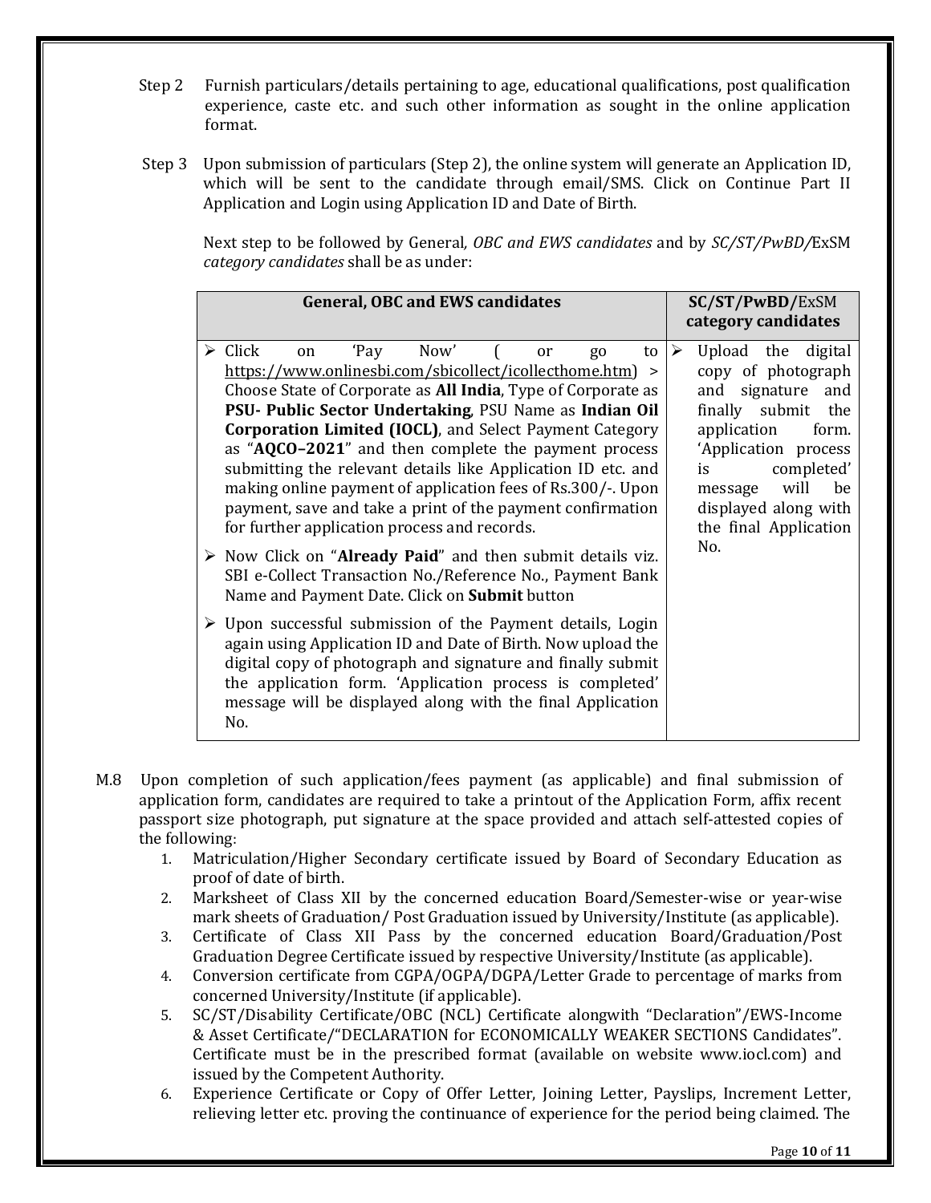Step 2 Furnish particulars/details pertaining to age, educational qualifications, post qualification experience, caste etc. and such other information as sought in the online application format.

Step 3 Upon submission of particulars (Step 2), the online system will generate an Application ID, which will be sent to the candidate through email/SMS. Click on Continue Part II Application and Login using Application ID and Date of Birth.

Next step to be followed by General*, OBC and EWS candidates* and by *SC/ST/PwBD/*ExSM *category candidates* shall be as under:

| **General, OBC and EWS candidates** | **SC/ST/PwBD/**ExSM **category candidates** |
|---|---|
| ➢ Click on 'Pay Now' ( or go to https://www.onlinesbi.com/sbicollect/icollecthome.htm) > Choose State of Corporate as **All India**, Type of Corporate as **PSU- Public Sector Undertaking**, PSU Name as **Indian Oil Corporation Limited (IOCL)**, and Select Payment Category as "**AQCO–2021**" and then complete the payment process submitting the relevant details like Application ID etc. and making online payment of application fees of Rs.300/-. Upon payment, save and take a print of the payment confirmation for further application process and records.<br>➢ Now Click on "**Already Paid**" and then submit details viz. SBI e-Collect Transaction No./Reference No., Payment Bank Name and Payment Date. Click on **Submit** button<br>➢ Upon successful submission of the Payment details, Login again using Application ID and Date of Birth. Now upload the digital copy of photograph and signature and finally submit the application form. 'Application process is completed' message will be displayed along with the final Application No. | ➢ Upload the digital copy of photograph and signature and finally submit the application form. 'Application process is completed' message will be displayed along with the final Application No. |

M.8 Upon completion of such application/fees payment (as applicable) and final submission of application form, candidates are required to take a printout of the Application Form, affix recent passport size photograph, put signature at the space provided and attach self-attested copies of the following:

1. Matriculation/Higher Secondary certificate issued by Board of Secondary Education as proof of date of birth.
2. Marksheet of Class XII by the concerned education Board/Semester-wise or year-wise mark sheets of Graduation/ Post Graduation issued by University/Institute (as applicable).
3. Certificate of Class XII Pass by the concerned education Board/Graduation/Post Graduation Degree Certificate issued by respective University/Institute (as applicable).
4. Conversion certificate from CGPA/OGPA/DGPA/Letter Grade to percentage of marks from concerned University/Institute (if applicable).
5. SC/ST/Disability Certificate/OBC (NCL) Certificate alongwith "Declaration"/EWS-Income & Asset Certificate/"DECLARATION for ECONOMICALLY WEAKER SECTIONS Candidates". Certificate must be in the prescribed format (available on website www.iocl.com) and issued by the Competent Authority.
6. Experience Certificate or Copy of Offer Letter, Joining Letter, Payslips, Increment Letter, relieving letter etc. proving the continuance of experience for the period being claimed. The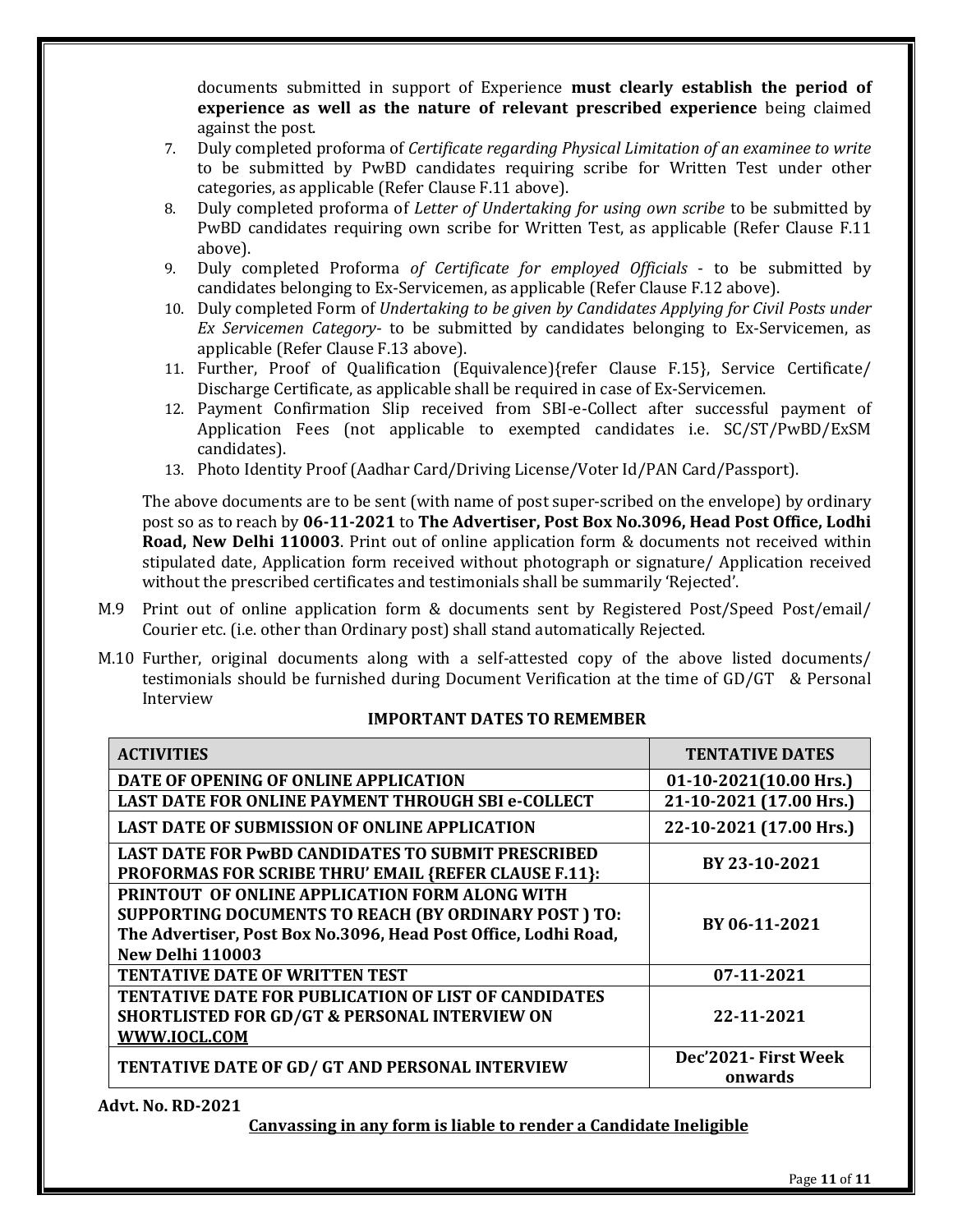documents submitted in support of Experience **must clearly establish the period of experience as well as the nature of relevant prescribed experience** being claimed against the post.

7. Duly completed proforma of *Certificate regarding Physical Limitation of an examinee to write* to be submitted by PwBD candidates requiring scribe for Written Test under other categories, as applicable (Refer Clause F.11 above).
8. Duly completed proforma of *Letter of Undertaking for using own scribe* to be submitted by PwBD candidates requiring own scribe for Written Test, as applicable (Refer Clause F.11 above).
9. Duly completed Proforma *of Certificate for employed Officials* - to be submitted by candidates belonging to Ex-Servicemen, as applicable (Refer Clause F.12 above).
10. Duly completed Form of *Undertaking to be given by Candidates Applying for Civil Posts under Ex Servicemen Category*- to be submitted by candidates belonging to Ex-Servicemen, as applicable (Refer Clause F.13 above).
11. Further, Proof of Qualification (Equivalence){refer Clause F.15}, Service Certificate/ Discharge Certificate, as applicable shall be required in case of Ex-Servicemen.
12. Payment Confirmation Slip received from SBI-e-Collect after successful payment of Application Fees (not applicable to exempted candidates i.e. SC/ST/PwBD/ExSM candidates).
13. Photo Identity Proof (Aadhar Card/Driving License/Voter Id/PAN Card/Passport).

The above documents are to be sent (with name of post super-scribed on the envelope) by ordinary post so as to reach by **06-11-2021** to **The Advertiser, Post Box No.3096, Head Post Office, Lodhi Road, New Delhi 110003**. Print out of online application form & documents not received within stipulated date, Application form received without photograph or signature/ Application received without the prescribed certificates and testimonials shall be summarily 'Rejected'.

M.9 Print out of online application form & documents sent by Registered Post/Speed Post/email/ Courier etc. (i.e. other than Ordinary post) shall stand automatically Rejected.

M.10 Further, original documents along with a self-attested copy of the above listed documents/ testimonials should be furnished during Document Verification at the time of GD/GT & Personal Interview

## IMPORTANT DATES TO REMEMBER

| ACTIVITIES | TENTATIVE DATES |
|---|---|
| DATE OF OPENING OF ONLINE APPLICATION | 01-10-2021(10.00 Hrs.) |
| LAST DATE FOR ONLINE PAYMENT THROUGH SBI e-COLLECT | 21-10-2021 (17.00 Hrs.) |
| LAST DATE OF SUBMISSION OF ONLINE APPLICATION | 22-10-2021 (17.00 Hrs.) |
| LAST DATE FOR PwBD CANDIDATES TO SUBMIT PRESCRIBED PROFORMAS FOR SCRIBE THRU' EMAIL {REFER CLAUSE F.11}: | BY 23-10-2021 |
| PRINTOUT OF ONLINE APPLICATION FORM ALONG WITH SUPPORTING DOCUMENTS TO REACH (BY ORDINARY POST ) TO: The Advertiser, Post Box No.3096, Head Post Office, Lodhi Road, New Delhi 110003 | BY 06-11-2021 |
| TENTATIVE DATE OF WRITTEN TEST | 07-11-2021 |
| TENTATIVE DATE FOR PUBLICATION OF LIST OF CANDIDATES SHORTLISTED FOR GD/GT & PERSONAL INTERVIEW ON WWW.IOCL.COM | 22-11-2021 |
| TENTATIVE DATE OF GD/ GT AND PERSONAL INTERVIEW | Dec'2021- First Week onwards |

**Advt. No. RD-2021**

**Canvassing in any form is liable to render a Candidate Ineligible**